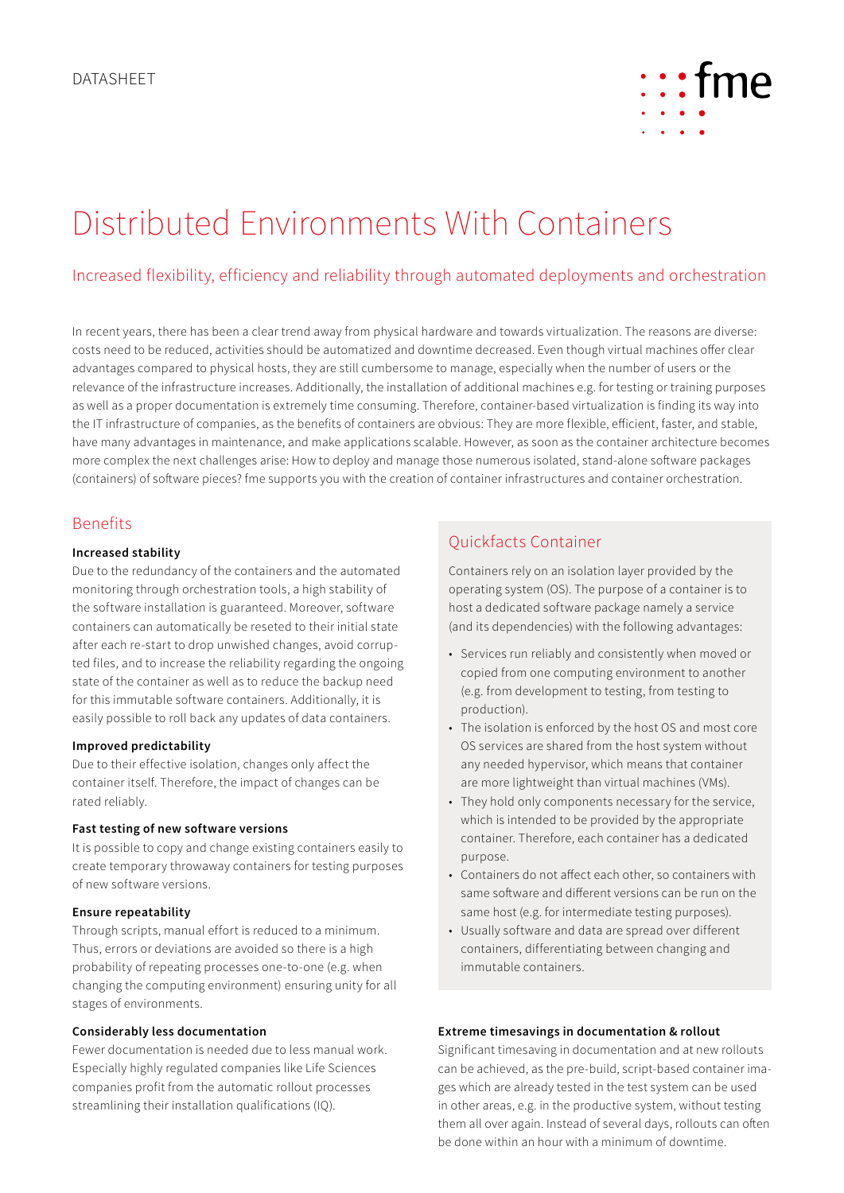DATASHEET

# Distributed Environments With Containers

## Increased flexibility, efficiency and reliability through automated deployments and orchestration

In recent years, there has been a clear trend away from physical hardware and towards virtualization. The reasons are diverse: costs need to be reduced, activities should be automatized and downtime decreased. Even though virtual machines offer clear advantages compared to physical hosts, they are still cumbersome to manage, especially when the number of users or the relevance of the infrastructure increases. Additionally, the installation of additional machines e.g. for testing or training purposes as well as a proper documentation is extremely time consuming. Therefore, container-based virtualization is finding its way into the IT infrastructure of companies, as the benefits of containers are obvious: They are more flexible, efficient, faster, and stable, have many advantages in maintenance, and make applications scalable. However, as soon as the container architecture becomes more complex the next challenges arise: How to deploy and manage those numerous isolated, stand-alone software packages (containers) of software pieces? fme supports you with the creation of container infrastructures and container orchestration.

## Benefits

**Increased stability**

Due to the redundancy of the containers and the automated monitoring through orchestration tools, a high stability of the software installation is guaranteed. Moreover, software containers can automatically be reseted to their initial state after each re-start to drop unwished changes, avoid corrupted files, and to increase the reliability regarding the ongoing state of the container as well as to reduce the backup need for this immutable software containers. Additionally, it is easily possible to roll back any updates of data containers.

**Improved predictability**

Due to their effective isolation, changes only affect the container itself. Therefore, the impact of changes can be rated reliably.

**Fast testing of new software versions**

It is possible to copy and change existing containers easily to create temporary throwaway containers for testing purposes of new software versions.

**Ensure repeatability**

Through scripts, manual effort is reduced to a minimum. Thus, errors or deviations are avoided so there is a high probability of repeating processes one-to-one (e.g. when changing the computing environment) ensuring unity for all stages of environments.

**Considerably less documentation**

Fewer documentation is needed due to less manual work. Especially highly regulated companies like Life Sciences companies profit from the automatic rollout processes streamlining their installation qualifications (IQ).

## Quickfacts Container

Containers rely on an isolation layer provided by the operating system (OS). The purpose of a container is to host a dedicated software package namely a service (and its dependencies) with the following advantages:

- Services run reliably and consistently when moved or copied from one computing environment to another (e.g. from development to testing, from testing to production).
- The isolation is enforced by the host OS and most core OS services are shared from the host system without any needed hypervisor, which means that container are more lightweight than virtual machines (VMs).
- They hold only components necessary for the service, which is intended to be provided by the appropriate container. Therefore, each container has a dedicated purpose.
- Containers do not affect each other, so containers with same software and different versions can be run on the same host (e.g. for intermediate testing purposes).
- Usually software and data are spread over different containers, differentiating between changing and immutable containers.

**Extreme timesavings in documentation & rollout**

Significant timesaving in documentation and at new rollouts can be achieved, as the pre-build, script-based container images which are already tested in the test system can be used in other areas, e.g. in the productive system, without testing them all over again. Instead of several days, rollouts can often be done within an hour with a minimum of downtime.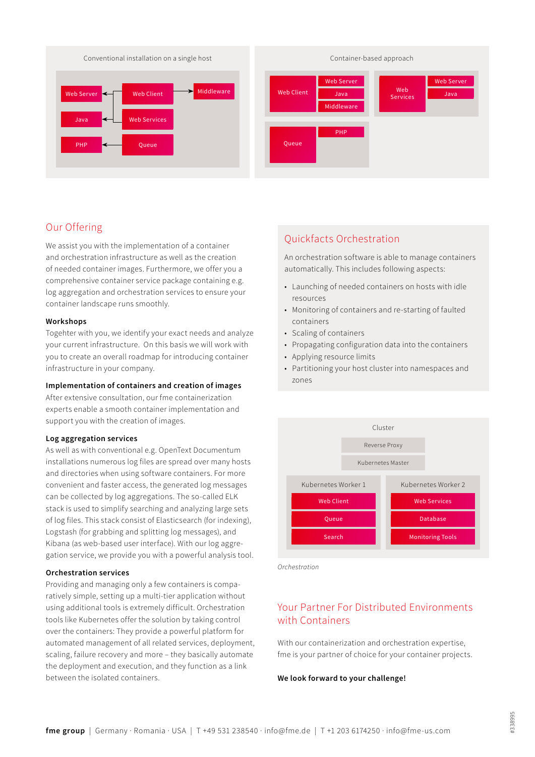Conventional installation on a single host

Web Server
Web Client
Middleware
Java
Web Services
PHP
Queue

Container-based approach

Web Client
Web Server
Java
Middleware
Web Services
Web Server
Java
Queue
PHP

## Our Offering

We assist you with the implementation of a container and orchestration infrastructure as well as the creation of needed container images. Furthermore, we offer you a comprehensive container service package containing e.g. log aggregation and orchestration services to ensure your container landscape runs smoothly.

**Workshops**
Togehter with you, we identify your exact needs and analyze your current infrastructure. On this basis we will work with you to create an overall roadmap for introducing container infrastructure in your company.

**Implementation of containers and creation of images**
After extensive consultation, our fme containerization experts enable a smooth container implementation and support you with the creation of images.

**Log aggregation services**
As well as with conventional e.g. OpenText Documentum installations numerous log files are spread over many hosts and directories when using software containers. For more convenient and faster access, the generated log messages can be collected by log aggregations. The so-called ELK stack is used to simplify searching and analyzing large sets of log files. This stack consist of Elasticsearch (for indexing), Logstash (for grabbing and splitting log messages), and Kibana (as web-based user interface). With our log aggregation service, we provide you with a powerful analysis tool.

**Orchestration services**
Providing and managing only a few containers is comparatively simple, setting up a multi-tier application without using additional tools is extremely difficult. Orchestration tools like Kubernetes offer the solution by taking control over the containers: They provide a powerful platform for automated management of all related services, deployment, scaling, failure recovery and more – they basically automate the deployment and execution, and they function as a link between the isolated containers.

## Quickfacts Orchestration

An orchestration software is able to manage containers automatically. This includes following aspects:

- Launching of needed containers on hosts with idle resources
- Monitoring of containers and re-starting of faulted containers
- Scaling of containers
- Propagating configuration data into the containers
- Applying resource limits
- Partitioning your host cluster into namespaces and zones

Cluster
Reverse Proxy
Kubernetes Master
Kubernetes Worker 1
Web Client
Queue
Search
Kubernetes Worker 2
Web Services
Database
Monitoring Tools

*Orchestration*

## Your Partner For Distributed Environments with Containers

With our containerization and orchestration expertise, fme is your partner of choice for your container projects.

**We look forward to your challenge!**

**fme group** | Germany · Romania · USA | T +49 531 238540 · info@fme.de | T +1 203 6174250 · info@fme-us.com